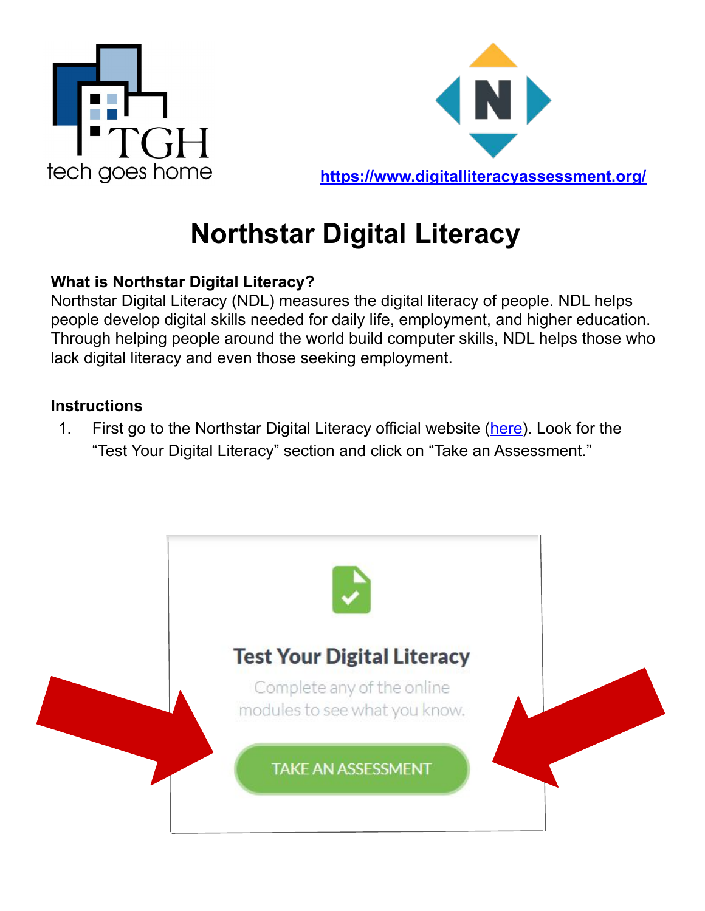tech goes home

https://www.digitalliteracyassessment.org/

# Northstar Digital Literacy

**What is Northstar Digital Literacy?**

Northstar Digital Literacy (NDL) measures the digital literacy of people. NDL helps people develop digital skills needed for daily life, employment, and higher education. Through helping people around the world build computer skills, NDL helps those who lack digital literacy and even those seeking employment.

**Instructions**

1. First go to the Northstar Digital Literacy official website (here). Look for the "Test Your Digital Literacy" section and click on "Take an Assessment."

Test Your Digital Literacy

Complete any of the online modules to see what you know.

TAKE AN ASSESSMENT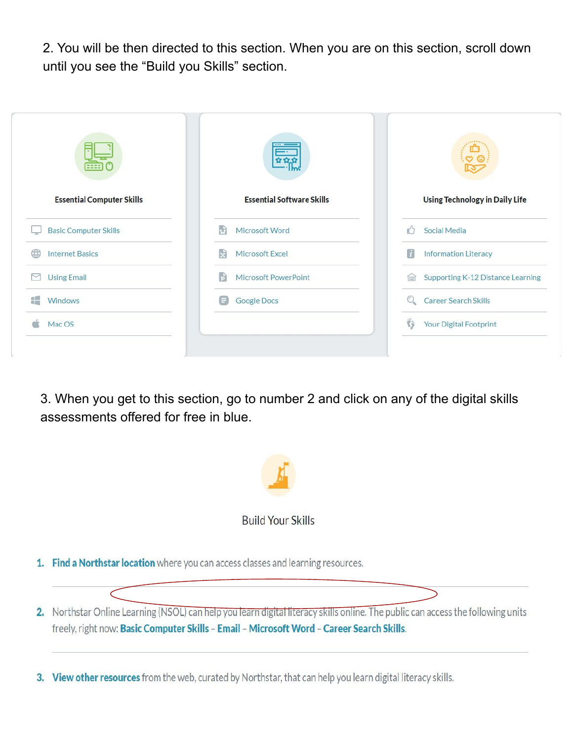2. You will be then directed to this section. When you are on this section, scroll down until you see the "Build you Skills" section.

**Essential Computer Skills**

- Basic Computer Skills
- Internet Basics
- Using Email
- Windows
- Mac OS

**Essential Software Skills**

- Microsoft Word
- Microsoft Excel
- Microsoft PowerPoint
- Google Docs

**Using Technology in Daily Life**

- Social Media
- Information Literacy
- Supporting K-12 Distance Learning
- Career Search Skills
- Your Digital Footprint

3. When you get to this section, go to number 2 and click on any of the digital skills assessments offered for free in blue.

Build Your Skills

1. **Find a Northstar location** where you can access classes and learning resources.
2. Northstar Online Learning (NSOL) can help you learn digital literacy skills online. The public can access the following units freely, right now: **Basic Computer Skills** - **Email** - **Microsoft Word** - **Career Search Skills**.
3. **View other resources** from the web, curated by Northstar, that can help you learn digital literacy skills.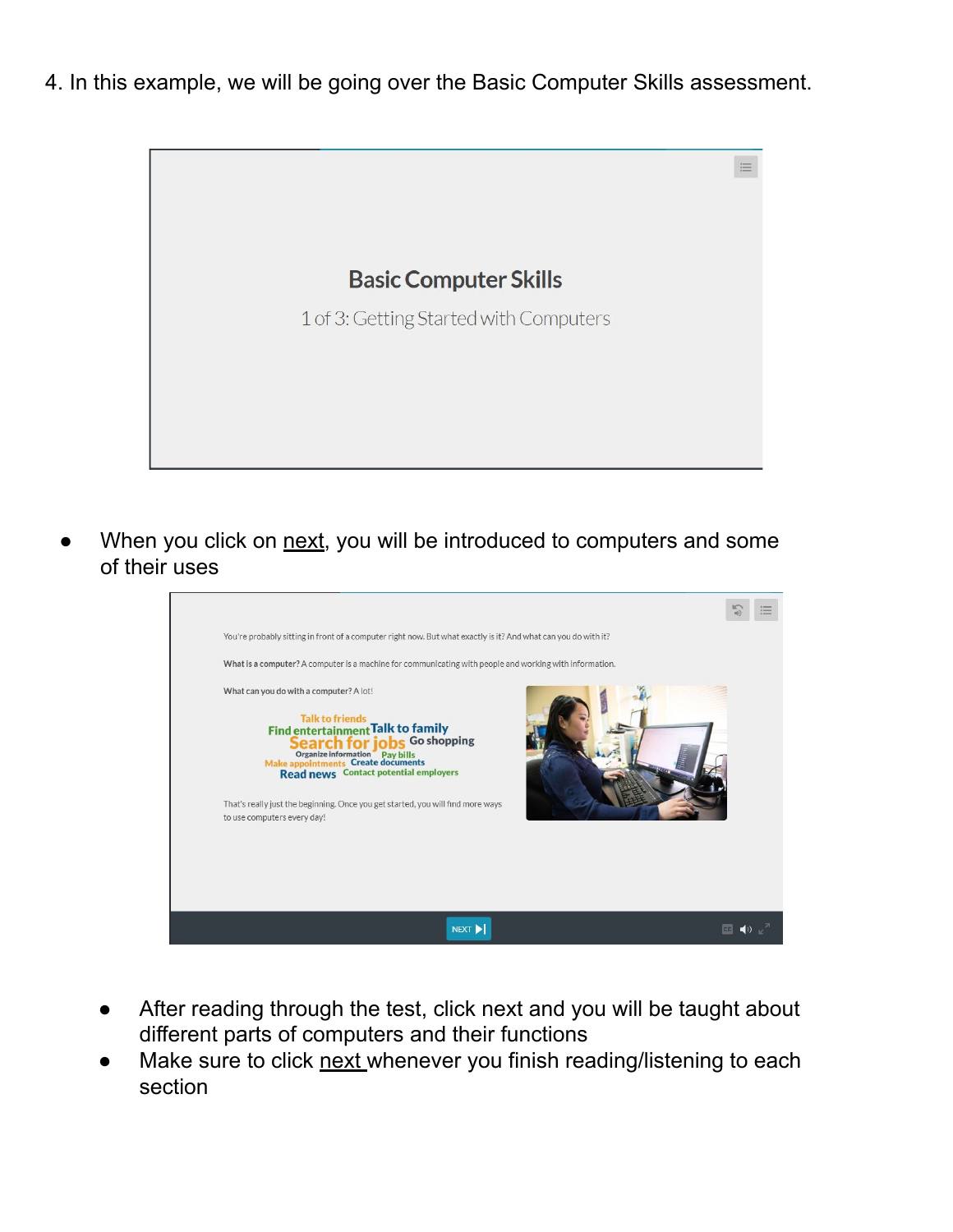4. In this example, we will be going over the Basic Computer Skills assessment.

- When you click on <u>next</u>, you will be introduced to computers and some of their uses

- After reading through the test, click next and you will be taught about different parts of computers and their functions
- Make sure to click <u>next</u> whenever you finish reading/listening to each section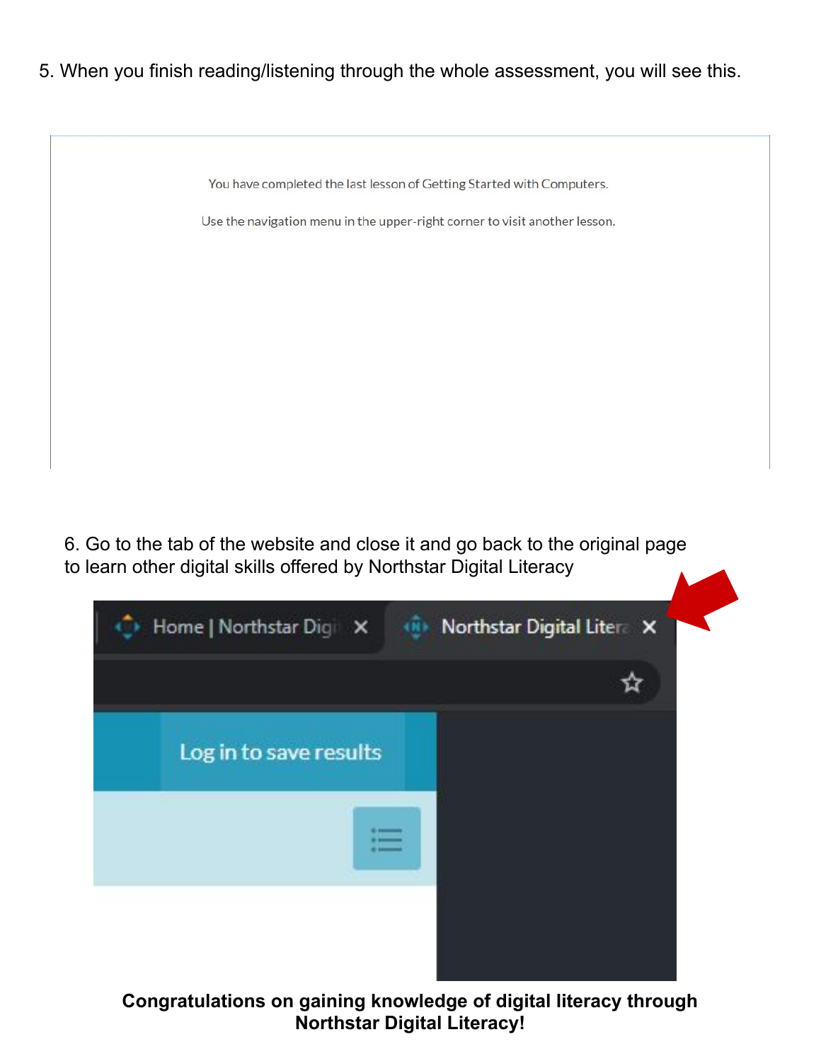5. When you finish reading/listening through the whole assessment, you will see this.

You have completed the last lesson of Getting Started with Computers.

Use the navigation menu in the upper-right corner to visit another lesson.

6. Go to the tab of the website and close it and go back to the original page to learn other digital skills offered by Northstar Digital Literacy

Home | Northstar Digi ✕ Northstar Digital Litera ✕

Log in to save results

**Congratulations on gaining knowledge of digital literacy through Northstar Digital Literacy!**